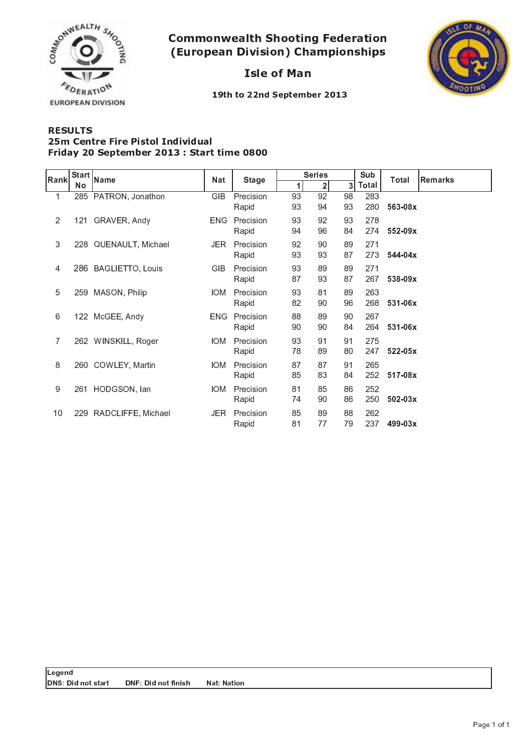# Commonwealth Shooting Federation (European Division) Championships

## Isle of Man

**19th to 22nd September 2013**

**RESULTS**
**25m Centre Fire Pistol Individual**
**Friday 20 September 2013 : Start time 0800**

| Rank | Start No | Name | Nat | Stage | Series 1 | Series 2 | Series 3 | Sub Total | Total | Remarks |
|---|---|---|---|---|---|---|---|---|---|---|
| 1 | 285 | PATRON, Jonathon | GIB | Precision | 93 | 92 | 98 | 283 | | |
| | | | | Rapid | 93 | 94 | 93 | 280 | **563-08x** | |
| 2 | 121 | GRAVER, Andy | ENG | Precision | 93 | 92 | 93 | 278 | | |
| | | | | Rapid | 94 | 96 | 84 | 274 | **552-09x** | |
| 3 | 228 | QUENAULT, Michael | JER | Precision | 92 | 90 | 89 | 271 | | |
| | | | | Rapid | 93 | 93 | 87 | 273 | **544-04x** | |
| 4 | 286 | BAGLIETTO, Louis | GIB | Precision | 93 | 89 | 89 | 271 | | |
| | | | | Rapid | 87 | 93 | 87 | 267 | **538-09x** | |
| 5 | 259 | MASON, Philip | IOM | Precision | 93 | 81 | 89 | 263 | | |
| | | | | Rapid | 82 | 90 | 96 | 268 | **531-06x** | |
| 6 | 122 | McGEE, Andy | ENG | Precision | 88 | 89 | 90 | 267 | | |
| | | | | Rapid | 90 | 90 | 84 | 264 | **531-06x** | |
| 7 | 262 | WINSKILL, Roger | IOM | Precision | 93 | 91 | 91 | 275 | | |
| | | | | Rapid | 78 | 89 | 80 | 247 | **522-05x** | |
| 8 | 260 | COWLEY, Martin | IOM | Precision | 87 | 87 | 91 | 265 | | |
| | | | | Rapid | 85 | 83 | 84 | 252 | **517-08x** | |
| 9 | 261 | HODGSON, Ian | IOM | Precision | 81 | 85 | 86 | 252 | | |
| | | | | Rapid | 74 | 90 | 86 | 250 | **502-03x** | |
| 10 | 229 | RADCLIFFE, Michael | JER | Precision | 85 | 89 | 88 | 262 | | |
| | | | | Rapid | 81 | 77 | 79 | 237 | **499-03x** | |

**Legend**
**DNS: Did not start** **DNF: Did not finish** **Nat: Nation**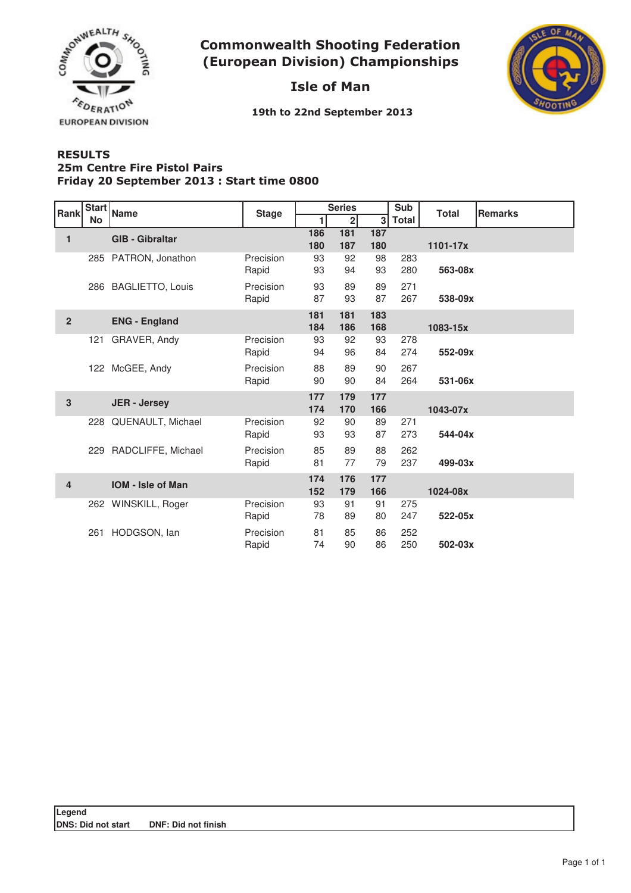# Commonwealth Shooting Federation (European Division) Championships

## Isle of Man

**19th to 22nd September 2013**

COMMONWEALTH SHOOTING FEDERATION EUROPEAN DIVISION

ISLE OF MAN SHOOTING

**RESULTS**
**25m Centre Fire Pistol Pairs**
**Friday 20 September 2013 : Start time 0800**

| Rank | Start No | Name | Stage | Series 1 | Series 2 | Series 3 | Sub Total | Total | Remarks |
|---|---|---|---|---|---|---|---|---|---|
| **1** | | **GIB - Gibraltar** | | **186** | **181** | **187** | | | |
| | | | | **180** | **187** | **180** | | **1101-17x** | |
| | 285 | PATRON, Jonathon | Precision | 93 | 92 | 98 | 283 | | |
| | | | Rapid | 93 | 94 | 93 | 280 | **563-08x** | |
| | 286 | BAGLIETTO, Louis | Precision | 93 | 89 | 89 | 271 | | |
| | | | Rapid | 87 | 93 | 87 | 267 | **538-09x** | |
| **2** | | **ENG - England** | | **181** | **181** | **183** | | | |
| | | | | **184** | **186** | **168** | | **1083-15x** | |
| | 121 | GRAVER, Andy | Precision | 93 | 92 | 93 | 278 | | |
| | | | Rapid | 94 | 96 | 84 | 274 | **552-09x** | |
| | 122 | McGEE, Andy | Precision | 88 | 89 | 90 | 267 | | |
| | | | Rapid | 90 | 90 | 84 | 264 | **531-06x** | |
| **3** | | **JER - Jersey** | | **177** | **179** | **177** | | | |
| | | | | **174** | **170** | **166** | | **1043-07x** | |
| | 228 | QUENAULT, Michael | Precision | 92 | 90 | 89 | 271 | | |
| | | | Rapid | 93 | 93 | 87 | 273 | **544-04x** | |
| | 229 | RADCLIFFE, Michael | Precision | 85 | 89 | 88 | 262 | | |
| | | | Rapid | 81 | 77 | 79 | 237 | **499-03x** | |
| **4** | | **IOM - Isle of Man** | | **174** | **176** | **177** | | | |
| | | | | **152** | **179** | **166** | | **1024-08x** | |
| | 262 | WINSKILL, Roger | Precision | 93 | 91 | 91 | 275 | | |
| | | | Rapid | 78 | 89 | 80 | 247 | **522-05x** | |
| | 261 | HODGSON, Ian | Precision | 81 | 85 | 86 | 252 | | |
| | | | Rapid | 74 | 90 | 86 | 250 | **502-03x** | |

**Legend**
**DNS: Did not start** **DNF: Did not finish**